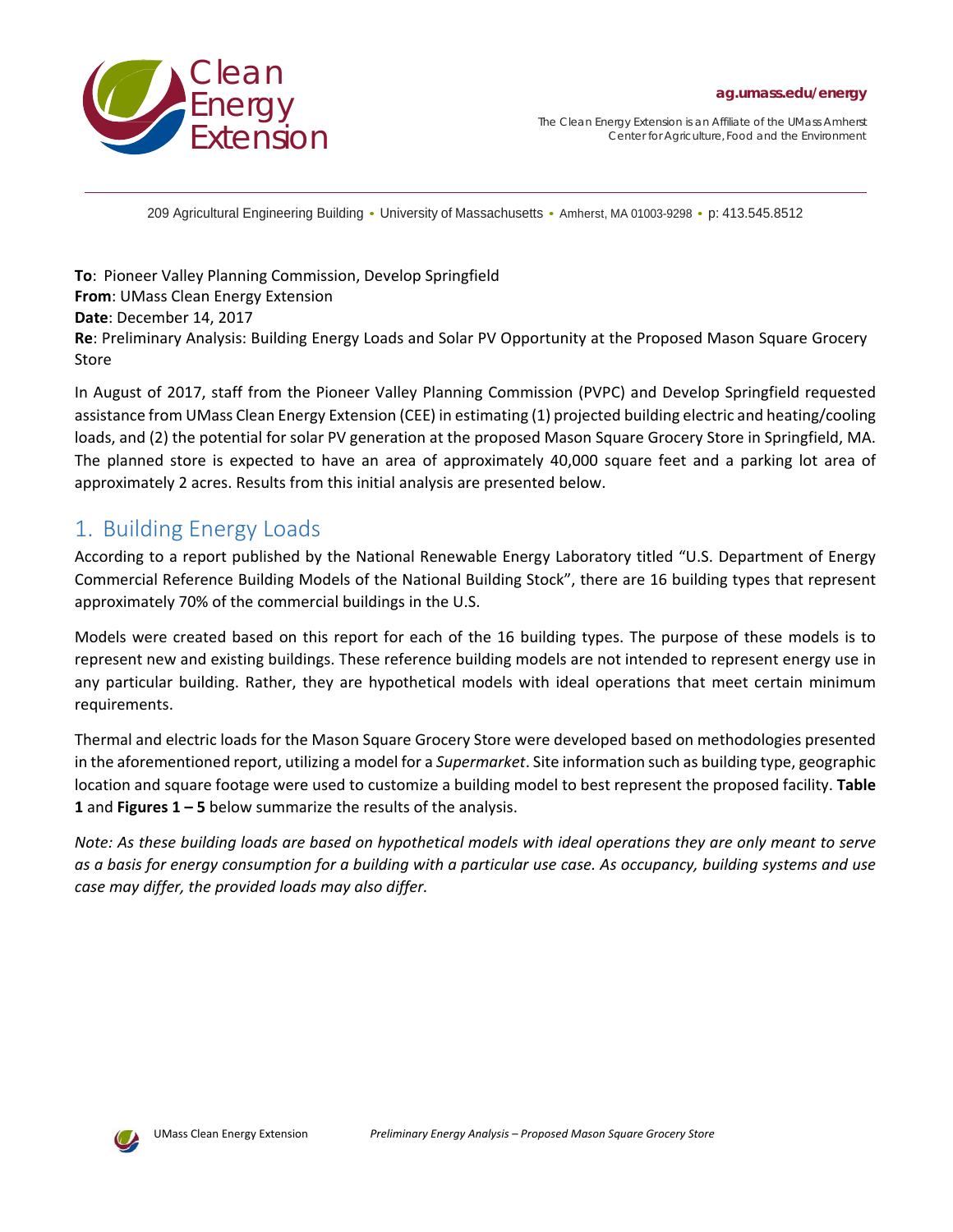Clean Energy Extension

**ag.umass.edu/energy**

The Clean Energy Extension is an Affiliate of the UMass Amherst Center for Agriculture, Food and the Environment

209 Agricultural Engineering Building • University of Massachusetts • Amherst, MA 01003-9298 • p: 413.545.8512

**To**: Pioneer Valley Planning Commission, Develop Springfield
**From**: UMass Clean Energy Extension
**Date**: December 14, 2017
**Re**: Preliminary Analysis: Building Energy Loads and Solar PV Opportunity at the Proposed Mason Square Grocery Store

In August of 2017, staff from the Pioneer Valley Planning Commission (PVPC) and Develop Springfield requested assistance from UMass Clean Energy Extension (CEE) in estimating (1) projected building electric and heating/cooling loads, and (2) the potential for solar PV generation at the proposed Mason Square Grocery Store in Springfield, MA. The planned store is expected to have an area of approximately 40,000 square feet and a parking lot area of approximately 2 acres. Results from this initial analysis are presented below.

## 1. Building Energy Loads

According to a report published by the National Renewable Energy Laboratory titled "U.S. Department of Energy Commercial Reference Building Models of the National Building Stock", there are 16 building types that represent approximately 70% of the commercial buildings in the U.S.

Models were created based on this report for each of the 16 building types. The purpose of these models is to represent new and existing buildings. These reference building models are not intended to represent energy use in any particular building. Rather, they are hypothetical models with ideal operations that meet certain minimum requirements.

Thermal and electric loads for the Mason Square Grocery Store were developed based on methodologies presented in the aforementioned report, utilizing a model for a *Supermarket*. Site information such as building type, geographic location and square footage were used to customize a building model to best represent the proposed facility. **Table 1** and **Figures 1 – 5** below summarize the results of the analysis.

*Note: As these building loads are based on hypothetical models with ideal operations they are only meant to serve as a basis for energy consumption for a building with a particular use case. As occupancy, building systems and use case may differ, the provided loads may also differ.*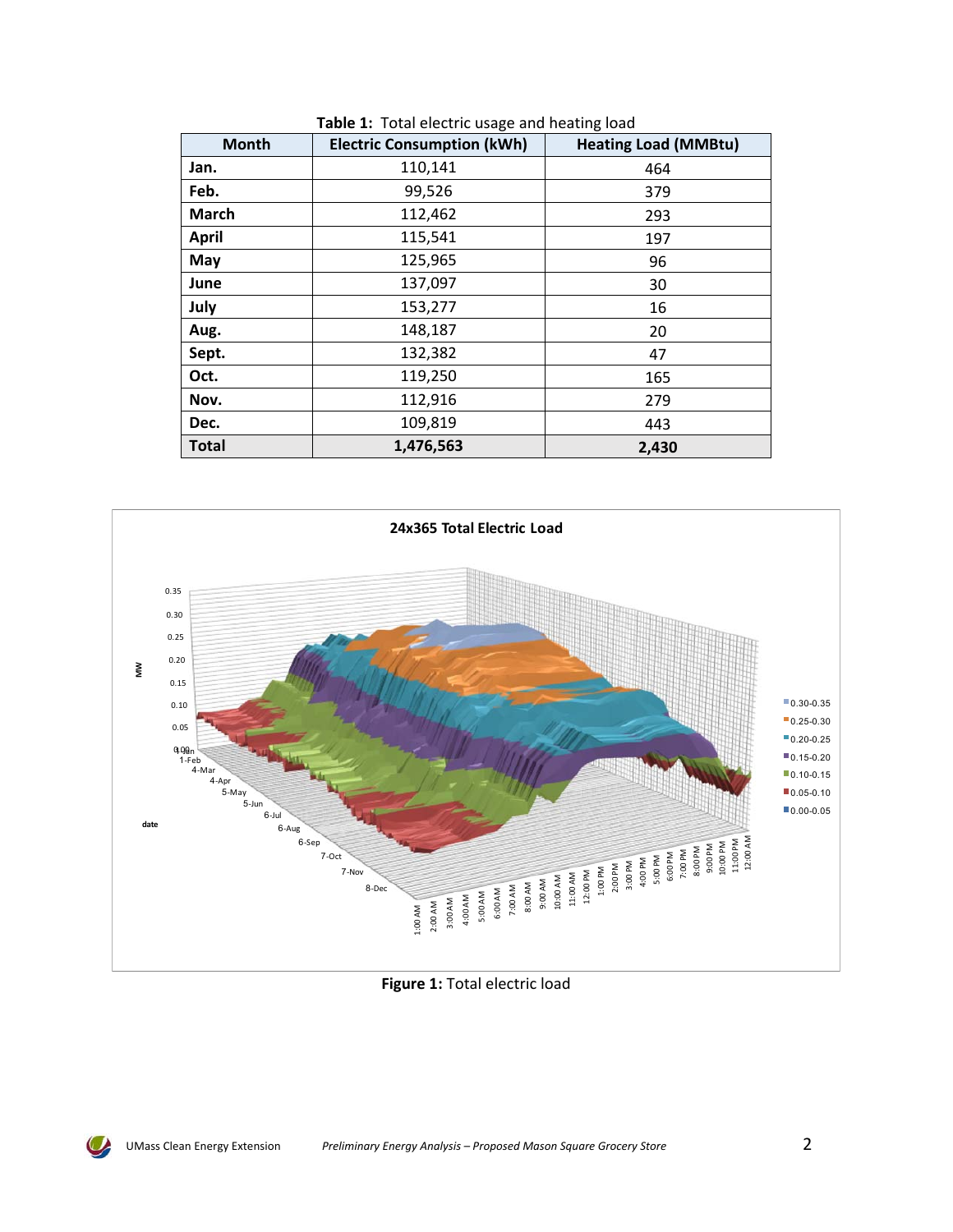**Table 1:** Total electric usage and heating load

| Month | Electric Consumption (kWh) | Heating Load (MMBtu) |
|---|---|---|
| **Jan.** | 110,141 | 464 |
| **Feb.** | 99,526 | 379 |
| **March** | 112,462 | 293 |
| **April** | 115,541 | 197 |
| **May** | 125,965 | 96 |
| **June** | 137,097 | 30 |
| **July** | 153,277 | 16 |
| **Aug.** | 148,187 | 20 |
| **Sept.** | 132,382 | 47 |
| **Oct.** | 119,250 | 165 |
| **Nov.** | 112,916 | 279 |
| **Dec.** | 109,819 | 443 |
| **Total** | **1,476,563** | **2,430** |

**Figure 1:** Total electric load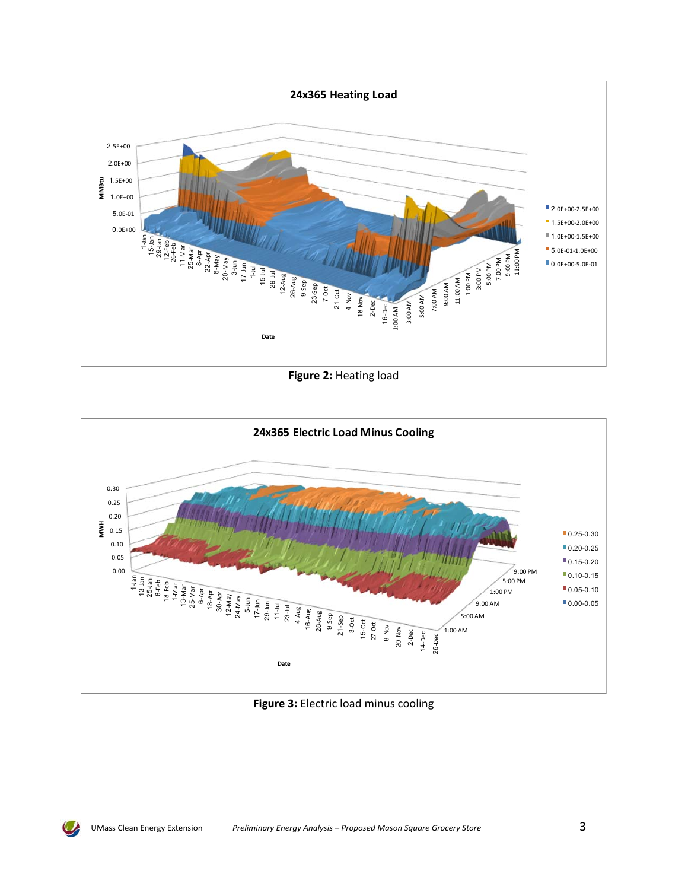Figure 2: Heating load

Figure 3: Electric load minus cooling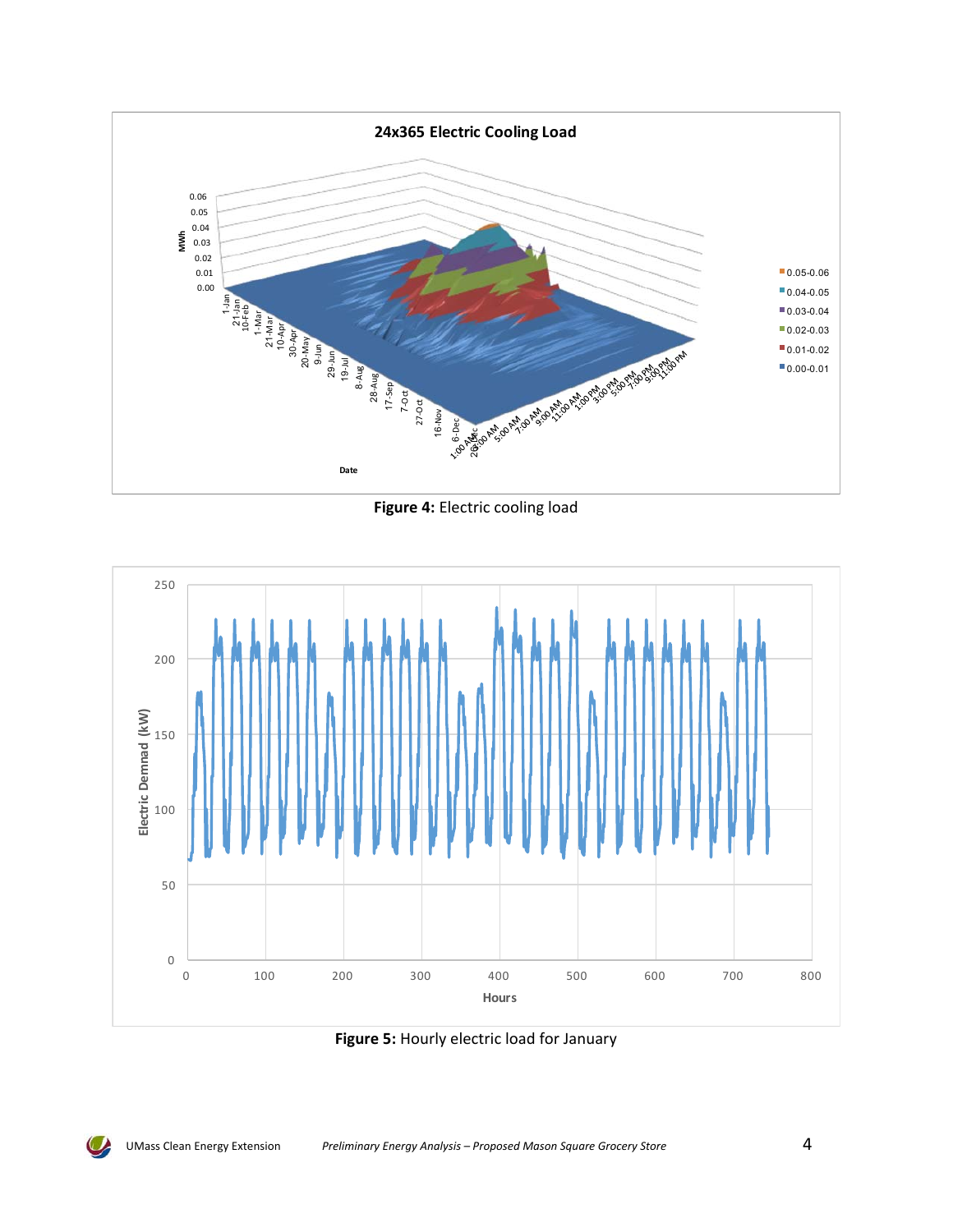**Figure 4:** Electric cooling load

**Figure 5:** Hourly electric load for January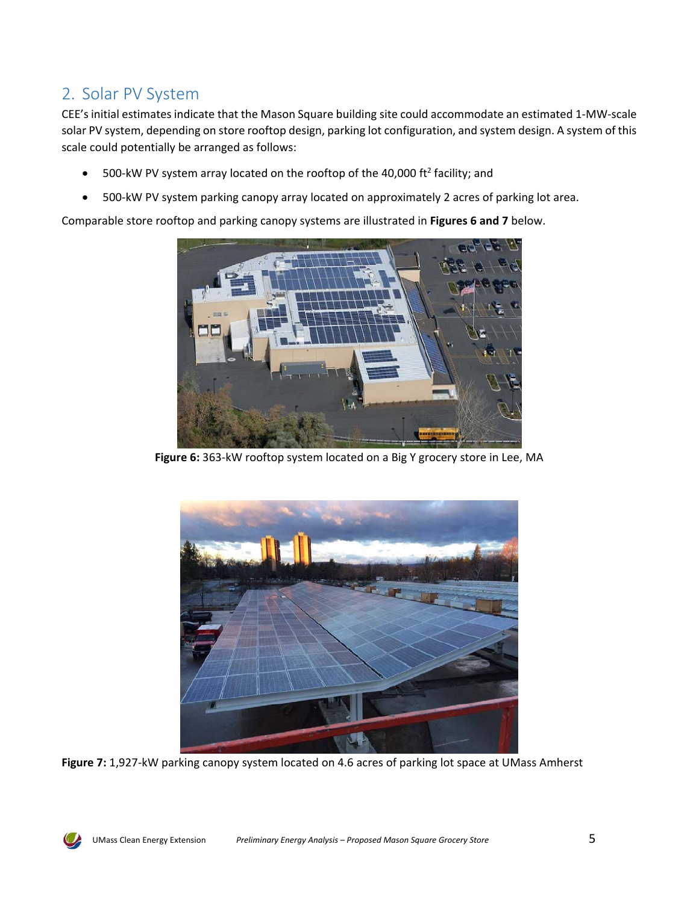## 2. Solar PV System

CEE's initial estimates indicate that the Mason Square building site could accommodate an estimated 1-MW-scale solar PV system, depending on store rooftop design, parking lot configuration, and system design. A system of this scale could potentially be arranged as follows:

- 500-kW PV system array located on the rooftop of the 40,000 ft$^2$ facility; and
- 500-kW PV system parking canopy array located on approximately 2 acres of parking lot area.

Comparable store rooftop and parking canopy systems are illustrated in **Figures 6 and 7** below.

**Figure 6:** 363-kW rooftop system located on a Big Y grocery store in Lee, MA

**Figure 7:** 1,927-kW parking canopy system located on 4.6 acres of parking lot space at UMass Amherst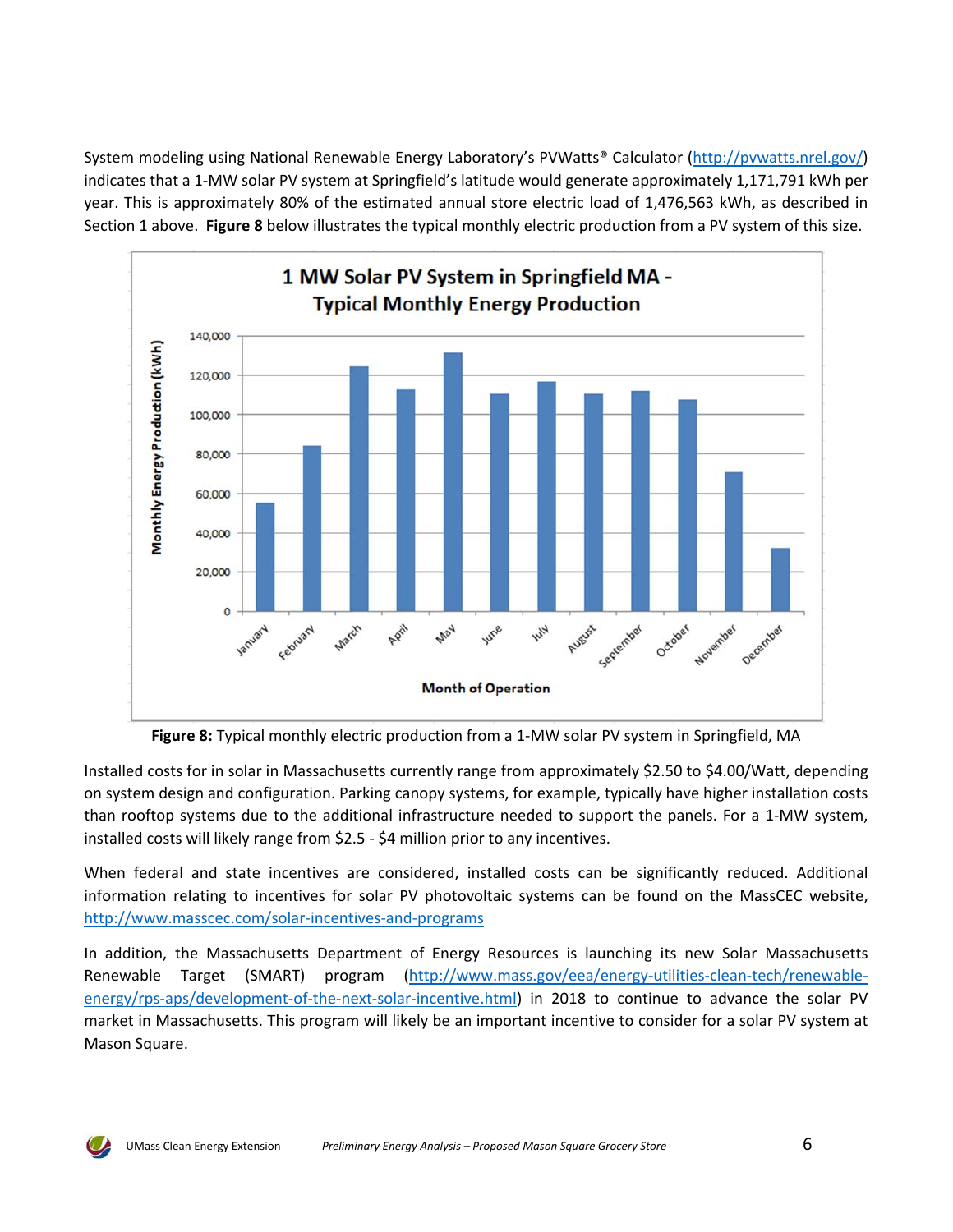System modeling using National Renewable Energy Laboratory's PVWatts® Calculator (http://pvwatts.nrel.gov/) indicates that a 1-MW solar PV system at Springfield's latitude would generate approximately 1,171,791 kWh per year. This is approximately 80% of the estimated annual store electric load of 1,476,563 kWh, as described in Section 1 above. **Figure 8** below illustrates the typical monthly electric production from a PV system of this size.

**Figure 8:** Typical monthly electric production from a 1-MW solar PV system in Springfield, MA

Installed costs for in solar in Massachusetts currently range from approximately $2.50 to $4.00/Watt, depending on system design and configuration. Parking canopy systems, for example, typically have higher installation costs than rooftop systems due to the additional infrastructure needed to support the panels. For a 1-MW system, installed costs will likely range from $2.5 - $4 million prior to any incentives.

When federal and state incentives are considered, installed costs can be significantly reduced. Additional information relating to incentives for solar PV photovoltaic systems can be found on the MassCEC website, http://www.masscec.com/solar-incentives-and-programs

In addition, the Massachusetts Department of Energy Resources is launching its new Solar Massachusetts Renewable Target (SMART) program (http://www.mass.gov/eea/energy-utilities-clean-tech/renewable-energy/rps-aps/development-of-the-next-solar-incentive.html) in 2018 to continue to advance the solar PV market in Massachusetts. This program will likely be an important incentive to consider for a solar PV system at Mason Square.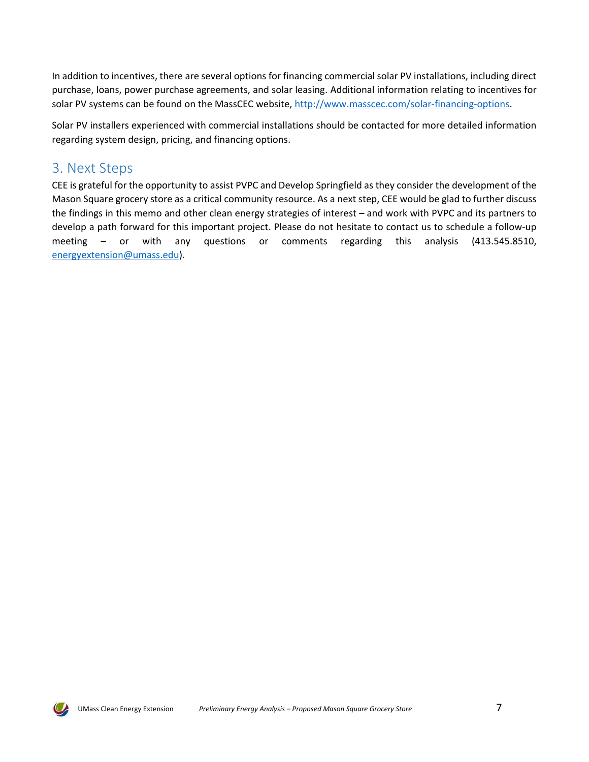In addition to incentives, there are several options for financing commercial solar PV installations, including direct purchase, loans, power purchase agreements, and solar leasing. Additional information relating to incentives for solar PV systems can be found on the MassCEC website, [http://www.masscec.com/solar-financing-options](http://www.masscec.com/solar-financing-options).

Solar PV installers experienced with commercial installations should be contacted for more detailed information regarding system design, pricing, and financing options.

## 3. Next Steps

CEE is grateful for the opportunity to assist PVPC and Develop Springfield as they consider the development of the Mason Square grocery store as a critical community resource. As a next step, CEE would be glad to further discuss the findings in this memo and other clean energy strategies of interest – and work with PVPC and its partners to develop a path forward for this important project. Please do not hesitate to contact us to schedule a follow-up meeting – or with any questions or comments regarding this analysis (413.545.8510, [energyextension@umass.edu](mailto:energyextension@umass.edu)).